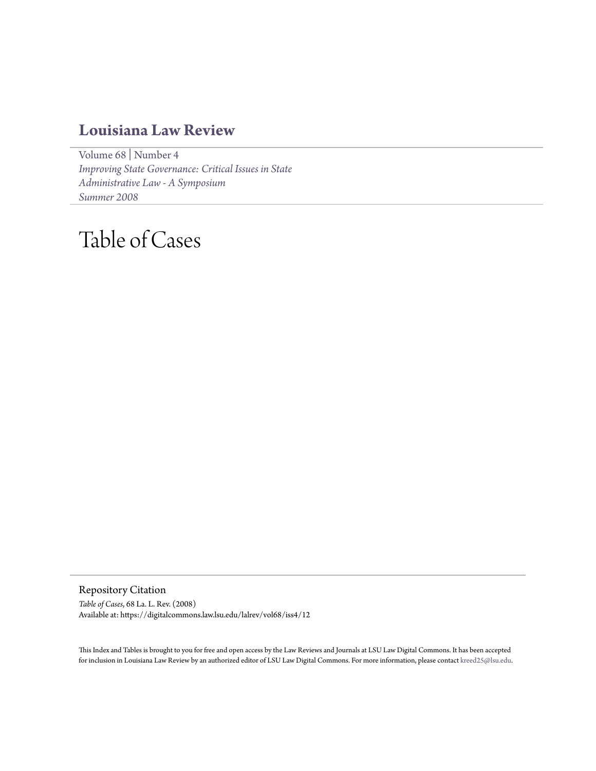# Louisiana Law Review

Volume 68 | Number 4
*Improving State Governance: Critical Issues in State Administrative Law - A Symposium*
*Summer 2008*

# Table of Cases

## Repository Citation

*Table of Cases*, 68 La. L. Rev. (2008)
Available at: https://digitalcommons.law.lsu.edu/lalrev/vol68/iss4/12

This Index and Tables is brought to you for free and open access by the Law Reviews and Journals at LSU Law Digital Commons. It has been accepted for inclusion in Louisiana Law Review by an authorized editor of LSU Law Digital Commons. For more information, please contact kreed25@lsu.edu.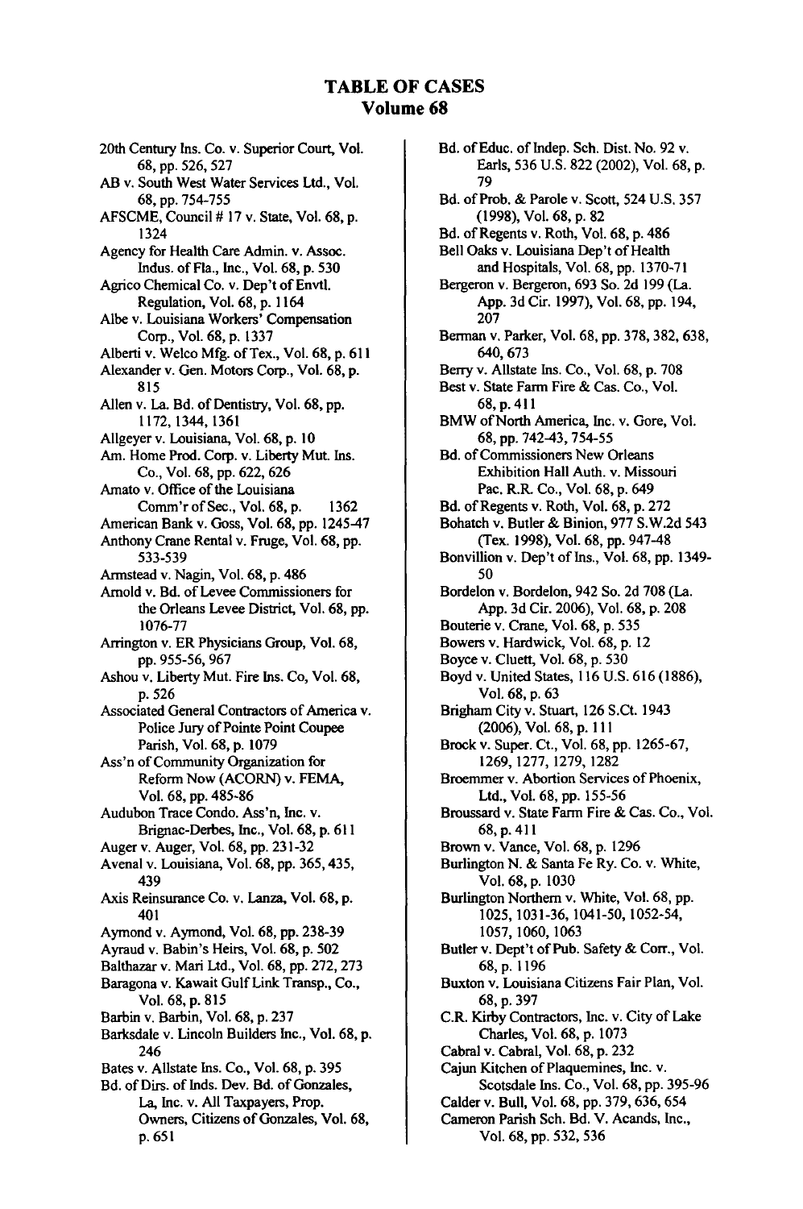# TABLE OF CASES
## Volume 68

20th Century Ins. Co. v. Superior Court, Vol. 68, pp. 526, 527

AB v. South West Water Services Ltd., Vol. 68, pp. 754-755

AFSCME, Council # 17 v. State, Vol. 68, p. 1324

Agency for Health Care Admin. v. Assoc. Indus. of Fla., Inc., Vol. 68, p. 530

Agrico Chemical Co. v. Dep't of Envtl. Regulation, Vol. 68, p. 1164

Albe v. Louisiana Workers' Compensation Corp., Vol. 68, p. 1337

Alberti v. Welco Mfg. of Tex., Vol. 68, p. 611

Alexander v. Gen. Motors Corp., Vol. 68, p. 815

Allen v. La. Bd. of Dentistry, Vol. 68, pp. 1172, 1344, 1361

Allgeyer v. Louisiana, Vol. 68, p. 10

Am. Home Prod. Corp. v. Liberty Mut. Ins. Co., Vol. 68, pp. 622, 626

Amato v. Office of the Louisiana Comm'r of Sec., Vol. 68, p. 1362

American Bank v. Goss, Vol. 68, pp. 1245-47

Anthony Crane Rental v. Fruge, Vol. 68, pp. 533-539

Armstead v. Nagin, Vol. 68, p. 486

Arnold v. Bd. of Levee Commissioners for the Orleans Levee District, Vol. 68, pp. 1076-77

Arrington v. ER Physicians Group, Vol. 68, pp. 955-56, 967

Ashou v. Liberty Mut. Fire Ins. Co, Vol. 68, p. 526

Associated General Contractors of America v. Police Jury of Pointe Point Coupee Parish, Vol. 68, p. 1079

Ass'n of Community Organization for Reform Now (ACORN) v. FEMA, Vol. 68, pp. 485-86

Audubon Trace Condo. Ass'n, Inc. v. Brignac-Derbes, Inc., Vol. 68, p. 611

Auger v. Auger, Vol. 68, pp. 231-32

Avenal v. Louisiana, Vol. 68, pp. 365, 435, 439

Axis Reinsurance Co. v. Lanza, Vol. 68, p. 401

Aymond v. Aymond, Vol. 68, pp. 238-39

Ayraud v. Babin's Heirs, Vol. 68, p. 502

Balthazar v. Mari Ltd., Vol. 68, pp. 272, 273

Baragona v. Kawait Gulf Link Transp., Co., Vol. 68, p. 815

Barbin v. Barbin, Vol. 68, p. 237

Barksdale v. Lincoln Builders Inc., Vol. 68, p. 246

Bates v. Allstate Ins. Co., Vol. 68, p. 395

Bd. of Dirs. of Inds. Dev. Bd. of Gonzales, La, Inc. v. All Taxpayers, Prop. Owners, Citizens of Gonzales, Vol. 68, p. 651

Bd. of Educ. of Indep. Sch. Dist. No. 92 v. Earls, 536 U.S. 822 (2002), Vol. 68, p. 79

Bd. of Prob. & Parole v. Scott, 524 U.S. 357 (1998), Vol. 68, p. 82

Bd. of Regents v. Roth, Vol. 68, p. 486

Bell Oaks v. Louisiana Dep't of Health and Hospitals, Vol. 68, pp. 1370-71

Bergeron v. Bergeron, 693 So. 2d 199 (La. App. 3d Cir. 1997), Vol. 68, pp. 194, 207

Berman v. Parker, Vol. 68, pp. 378, 382, 638, 640, 673

Berry v. Allstate Ins. Co., Vol. 68, p. 708

Best v. State Farm Fire & Cas. Co., Vol. 68, p. 411

BMW of North America, Inc. v. Gore, Vol. 68, pp. 742-43, 754-55

Bd. of Commissioners New Orleans Exhibition Hall Auth. v. Missouri Pac. R.R. Co., Vol. 68, p. 649

Bd. of Regents v. Roth, Vol. 68, p. 272

Bohatch v. Butler & Binion, 977 S.W.2d 543 (Tex. 1998), Vol. 68, pp. 947-48

Bonvillion v. Dep't of Ins., Vol. 68, pp. 1349-50

Bordelon v. Bordelon, 942 So. 2d 708 (La. App. 3d Cir. 2006), Vol. 68, p. 208

Bouterie v. Crane, Vol. 68, p. 535

Bowers v. Hardwick, Vol. 68, p. 12

Boyce v. Cluett, Vol. 68, p. 530

Boyd v. United States, 116 U.S. 616 (1886), Vol. 68, p. 63

Brigham City v. Stuart, 126 S.Ct. 1943 (2006), Vol. 68, p. 111

Brock v. Super. Ct., Vol. 68, pp. 1265-67, 1269, 1277, 1279, 1282

Broemmer v. Abortion Services of Phoenix, Ltd., Vol. 68, pp. 155-56

Broussard v. State Farm Fire & Cas. Co., Vol. 68, p. 411

Brown v. Vance, Vol. 68, p. 1296

Burlington N. & Santa Fe Ry. Co. v. White, Vol. 68, p. 1030

Burlington Northern v. White, Vol. 68, pp. 1025, 1031-36, 1041-50, 1052-54, 1057, 1060, 1063

Butler v. Dept't of Pub. Safety & Corr., Vol. 68, p. 1196

Buxton v. Louisiana Citizens Fair Plan, Vol. 68, p. 397

C.R. Kirby Contractors, Inc. v. City of Lake Charles, Vol. 68, p. 1073

Cabral v. Cabral, Vol. 68, p. 232

Cajun Kitchen of Plaquemines, Inc. v. Scotsdale Ins. Co., Vol. 68, pp. 395-96

Calder v. Bull, Vol. 68, pp. 379, 636, 654

Cameron Parish Sch. Bd. V. Acands, Inc., Vol. 68, pp. 532, 536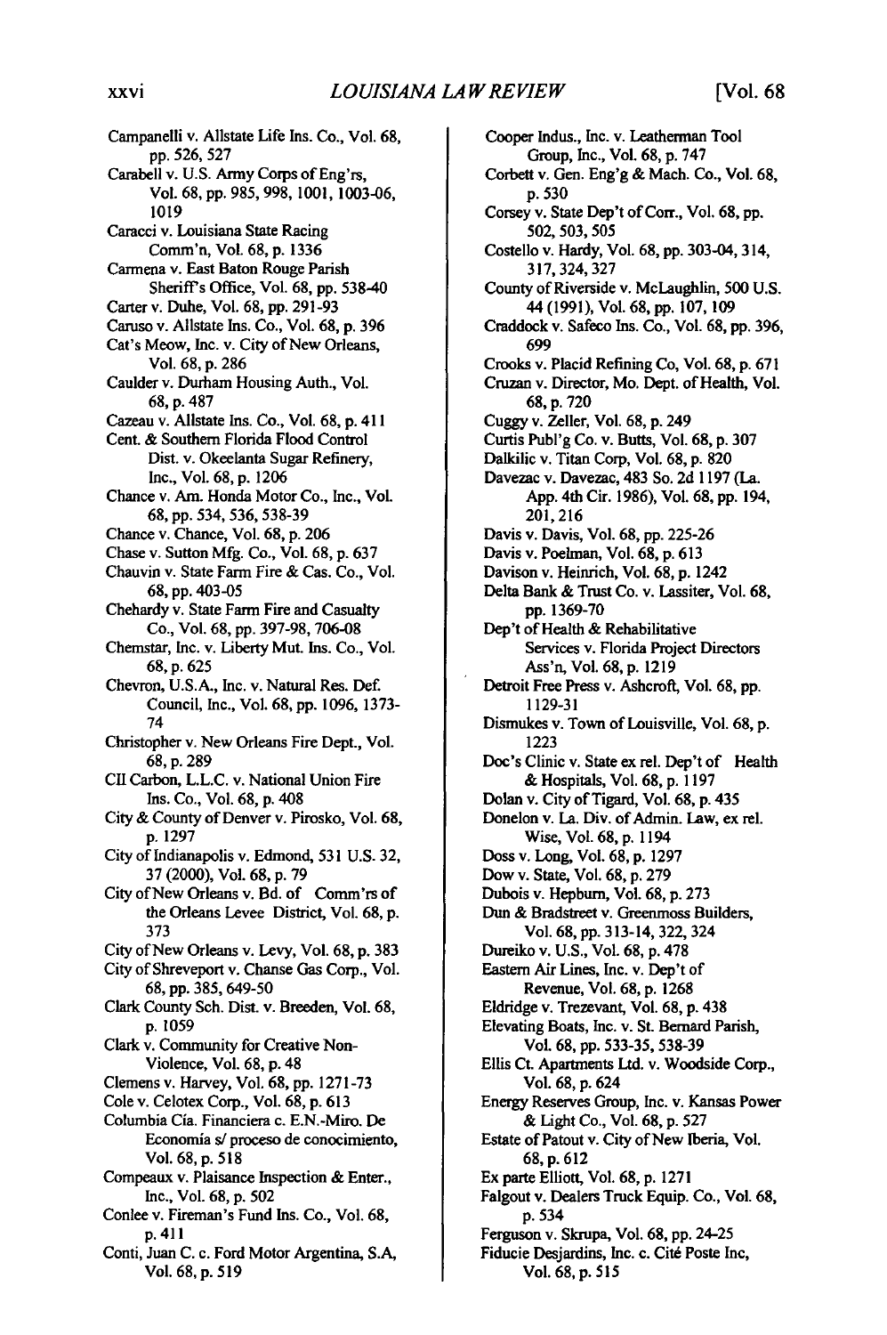Campanelli v. Allstate Life Ins. Co., Vol. 68, pp. 526, 527

Carabell v. U.S. Army Corps of Eng'rs, Vol. 68, pp. 985, 998, 1001, 1003-06, 1019

Caracci v. Louisiana State Racing Comm'n, Vol. 68, p. 1336

Carmena v. East Baton Rouge Parish Sheriff's Office, Vol. 68, pp. 538-40

Carter v. Duhe, Vol. 68, pp. 291-93

Caruso v. Allstate Ins. Co., Vol. 68, p. 396

Cat's Meow, Inc. v. City of New Orleans, Vol. 68, p. 286

Caulder v. Durham Housing Auth., Vol. 68, p. 487

Cazeau v. Allstate Ins. Co., Vol. 68, p. 411

Cent. & Southern Florida Flood Control Dist. v. Okeelanta Sugar Refinery, Inc., Vol. 68, p. 1206

Chance v. Am. Honda Motor Co., Inc., Vol. 68, pp. 534, 536, 538-39

Chance v. Chance, Vol. 68, p. 206

Chase v. Sutton Mfg. Co., Vol. 68, p. 637

Chauvin v. State Farm Fire & Cas. Co., Vol. 68, pp. 403-05

Chehardy v. State Farm Fire and Casualty Co., Vol. 68, pp. 397-98, 706-08

Chemstar, Inc. v. Liberty Mut. Ins. Co., Vol. 68, p. 625

Chevron, U.S.A., Inc. v. Natural Res. Def. Council, Inc., Vol. 68, pp. 1096, 1373-74

Christopher v. New Orleans Fire Dept., Vol. 68, p. 289

CII Carbon, L.L.C. v. National Union Fire Ins. Co., Vol. 68, p. 408

City & County of Denver v. Pirosko, Vol. 68, p. 1297

City of Indianapolis v. Edmond, 531 U.S. 32, 37 (2000), Vol. 68, p. 79

City of New Orleans v. Bd. of Comm'rs of the Orleans Levee District, Vol. 68, p. 373

City of New Orleans v. Levy, Vol. 68, p. 383

City of Shreveport v. Chanse Gas Corp., Vol. 68, pp. 385, 649-50

Clark County Sch. Dist. v. Breeden, Vol. 68, p. 1059

Clark v. Community for Creative Non-Violence, Vol. 68, p. 48

Clemens v. Harvey, Vol. 68, pp. 1271-73

Cole v. Celotex Corp., Vol. 68, p. 613

Columbia Cía. Financiera c. E.N.-Miro. De Economía s/ proceso de conocimiento, Vol. 68, p. 518

Compeaux v. Plaisance Inspection & Enter., Inc., Vol. 68, p. 502

Conlee v. Fireman's Fund Ins. Co., Vol. 68, p. 411

Conti, Juan C. c. Ford Motor Argentina, S.A, Vol. 68, p. 519

Cooper Indus., Inc. v. Leatherman Tool Group, Inc., Vol. 68, p. 747

Corbett v. Gen. Eng'g & Mach. Co., Vol. 68, p. 530

Corsey v. State Dep't of Corr., Vol. 68, pp. 502, 503, 505

Costello v. Hardy, Vol. 68, pp. 303-04, 314, 317, 324, 327

County of Riverside v. McLaughlin, 500 U.S. 44 (1991), Vol. 68, pp. 107, 109

Craddock v. Safeco Ins. Co., Vol. 68, pp. 396, 699

Crooks v. Placid Refining Co, Vol. 68, p. 671

Cruzan v. Director, Mo. Dept. of Health, Vol. 68, p. 720

Cuggy v. Zeller, Vol. 68, p. 249

Curtis Publ'g Co. v. Butts, Vol. 68, p. 307

Dalkilic v. Titan Corp, Vol. 68, p. 820

Davezac v. Davezac, 483 So. 2d 1197 (La. App. 4th Cir. 1986), Vol. 68, pp. 194, 201, 216

Davis v. Davis, Vol. 68, pp. 225-26

Davis v. Poelman, Vol. 68, p. 613

Davison v. Heinrich, Vol. 68, p. 1242

Delta Bank & Trust Co. v. Lassiter, Vol. 68, pp. 1369-70

Dep't of Health & Rehabilitative Services v. Florida Project Directors Ass'n, Vol. 68, p. 1219

Detroit Free Press v. Ashcroft, Vol. 68, pp. 1129-31

Dismukes v. Town of Louisville, Vol. 68, p. 1223

Doc's Clinic v. State ex rel. Dep't of Health & Hospitals, Vol. 68, p. 1197

Dolan v. City of Tigard, Vol. 68, p. 435

Donelon v. La. Div. of Admin. Law, ex rel. Wise, Vol. 68, p. 1194

Doss v. Long, Vol. 68, p. 1297

Dow v. State, Vol. 68, p. 279

Dubois v. Hepburn, Vol. 68, p. 273

Dun & Bradstreet v. Greenmoss Builders, Vol. 68, pp. 313-14, 322, 324

Dureiko v. U.S., Vol. 68, p. 478

Eastern Air Lines, Inc. v. Dep't of Revenue, Vol. 68, p. 1268

Eldridge v. Trezevant, Vol. 68, p. 438

Elevating Boats, Inc. v. St. Bernard Parish, Vol. 68, pp. 533-35, 538-39

Ellis Ct. Apartments Ltd. v. Woodside Corp., Vol. 68, p. 624

Energy Reserves Group, Inc. v. Kansas Power & Light Co., Vol. 68, p. 527

Estate of Patout v. City of New Iberia, Vol. 68, p. 612

Ex parte Elliott, Vol. 68, p. 1271

Falgout v. Dealers Truck Equip. Co., Vol. 68, p. 534

Ferguson v. Skrupa, Vol. 68, pp. 24-25

Fiducie Desjardins, Inc. c. Cité Poste Inc, Vol. 68, p. 515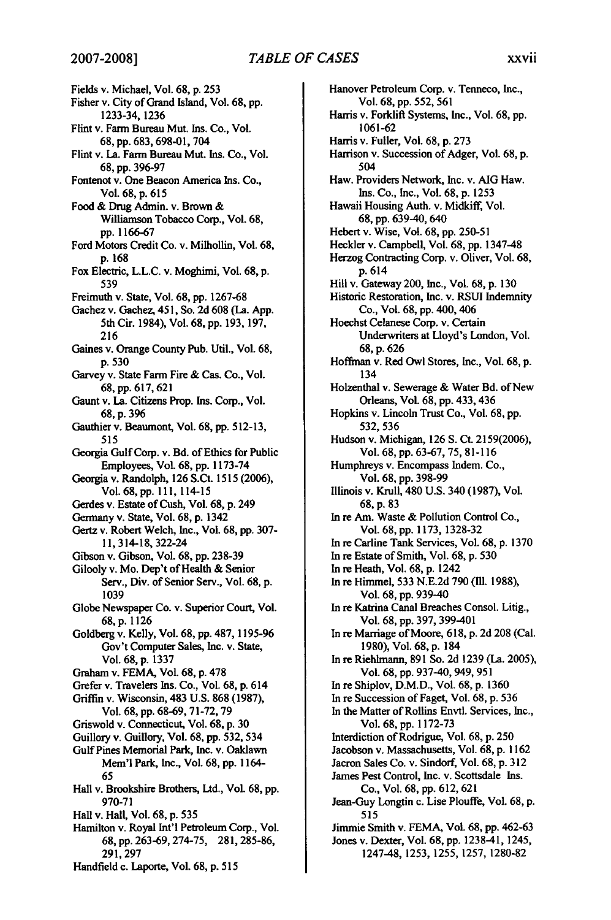Fields v. Michael, Vol. 68, p. 253

Fisher v. City of Grand Island, Vol. 68, pp. 1233-34, 1236

Flint v. Farm Bureau Mut. Ins. Co., Vol. 68, pp. 683, 698-01, 704

Flint v. La. Farm Bureau Mut. Ins. Co., Vol. 68, pp. 396-97

Fontenot v. One Beacon America Ins. Co., Vol. 68, p. 615

Food & Drug Admin. v. Brown & Williamson Tobacco Corp., Vol. 68, pp. 1166-67

Ford Motors Credit Co. v. Milhollin, Vol. 68, p. 168

Fox Electric, L.L.C. v. Moghimi, Vol. 68, p. 539

Freimuth v. State, Vol. 68, pp. 1267-68

Gachez v. Gachez, 451, So. 2d 608 (La. App. 5th Cir. 1984), Vol. 68, pp. 193, 197, 216

Gaines v. Orange County Pub. Util., Vol. 68, p. 530

Garvey v. State Farm Fire & Cas. Co., Vol. 68, pp. 617, 621

Gaunt v. La. Citizens Prop. Ins. Corp., Vol. 68, p. 396

Gauthier v. Beaumont, Vol. 68, pp. 512-13, 515

Georgia Gulf Corp. v. Bd. of Ethics for Public Employees, Vol. 68, pp. 1173-74

Georgia v. Randolph, 126 S.Ct. 1515 (2006), Vol. 68, pp. 111, 114-15

Gerdes v. Estate of Cush, Vol. 68, p. 249

Germany v. State, Vol. 68, p. 1342

Gertz v. Robert Welch, Inc., Vol. 68, pp. 307-11, 314-18, 322-24

Gibson v. Gibson, Vol. 68, pp. 238-39

Gilooly v. Mo. Dep't of Health & Senior Serv., Div. of Senior Serv., Vol. 68, p. 1039

Globe Newspaper Co. v. Superior Court, Vol. 68, p. 1126

Goldberg v. Kelly, Vol. 68, pp. 487, 1195-96 Gov't Computer Sales, Inc. v. State, Vol. 68, p. 1337

Graham v. FEMA, Vol. 68, p. 478

Grefer v. Travelers Ins. Co., Vol. 68, p. 614

Griffin v. Wisconsin, 483 U.S. 868 (1987), Vol. 68, pp. 68-69, 71-72, 79

Griswold v. Connecticut, Vol. 68, p. 30

Guillory v. Guillory, Vol. 68, pp. 532, 534

Gulf Pines Memorial Park, Inc. v. Oaklawn Mem'l Park, Inc., Vol. 68, pp. 1164-65

Hall v. Brookshire Brothers, Ltd., Vol. 68, pp. 970-71

Hall v. Hall, Vol. 68, p. 535

Hamilton v. Royal Int'l Petroleum Corp., Vol. 68, pp. 263-69, 274-75, 281, 285-86, 291, 297

Handfield c. Laporte, Vol. 68, p. 515

Hanover Petroleum Corp. v. Tenneco, Inc., Vol. 68, pp. 552, 561

Harris v. Forklift Systems, Inc., Vol. 68, pp. 1061-62

Harris v. Fuller, Vol. 68, p. 273

Harrison v. Succession of Adger, Vol. 68, p. 504

Haw. Providers Network, Inc. v. AIG Haw. Ins. Co., Inc., Vol. 68, p. 1253

Hawaii Housing Auth. v. Midkiff, Vol. 68, pp. 639-40, 640

Hebert v. Wise, Vol. 68, pp. 250-51

Heckler v. Campbell, Vol. 68, pp. 1347-48

Herzog Contracting Corp. v. Oliver, Vol. 68, p. 614

Hill v. Gateway 200, Inc., Vol. 68, p. 130

Historic Restoration, Inc. v. RSUI Indemnity Co., Vol. 68, pp. 400, 406

Hoechst Celanese Corp. v. Certain Underwriters at Lloyd's London, Vol. 68, p. 626

Hoffman v. Red Owl Stores, Inc., Vol. 68, p. 134

Holzenthal v. Sewerage & Water Bd. of New Orleans, Vol. 68, pp. 433, 436

Hopkins v. Lincoln Trust Co., Vol. 68, pp. 532, 536

Hudson v. Michigan, 126 S. Ct. 2159(2006), Vol. 68, pp. 63-67, 75, 81-116

Humphreys v. Encompass Indem. Co., Vol. 68, pp. 398-99

Illinois v. Krull, 480 U.S. 340 (1987), Vol. 68, p. 83

In re Am. Waste & Pollution Control Co., Vol. 68, pp. 1173, 1328-32

In re Carline Tank Services, Vol. 68, p. 1370

In re Estate of Smith, Vol. 68, p. 530

In re Heath, Vol. 68, p. 1242

In re Himmel, 533 N.E.2d 790 (Ill. 1988), Vol. 68, pp. 939-40

In re Katrina Canal Breaches Consol. Litig., Vol. 68, pp. 397, 399-401

In re Marriage of Moore, 618, p. 2d 208 (Cal. 1980), Vol. 68, p. 184

In re Riehlmann, 891 So. 2d 1239 (La. 2005), Vol. 68, pp. 937-40, 949, 951

In re Shiplov, D.M.D., Vol. 68, p. 1360

In re Succession of Faget, Vol. 68, p. 536

In the Matter of Rollins Envtl. Services, Inc., Vol. 68, pp. 1172-73

Interdiction of Rodrigue, Vol. 68, p. 250

Jacobson v. Massachusetts, Vol. 68, p. 1162

Jacron Sales Co. v. Sindorf, Vol. 68, p. 312

James Pest Control, Inc. v. Scottsdale Ins. Co., Vol. 68, pp. 612, 621

Jean-Guy Longtin c. Lise Plouffe, Vol. 68, p. 515

Jimmie Smith v. FEMA, Vol. 68, pp. 462-63

Jones v. Dexter, Vol. 68, pp. 1238-41, 1245, 1247-48, 1253, 1255, 1257, 1280-82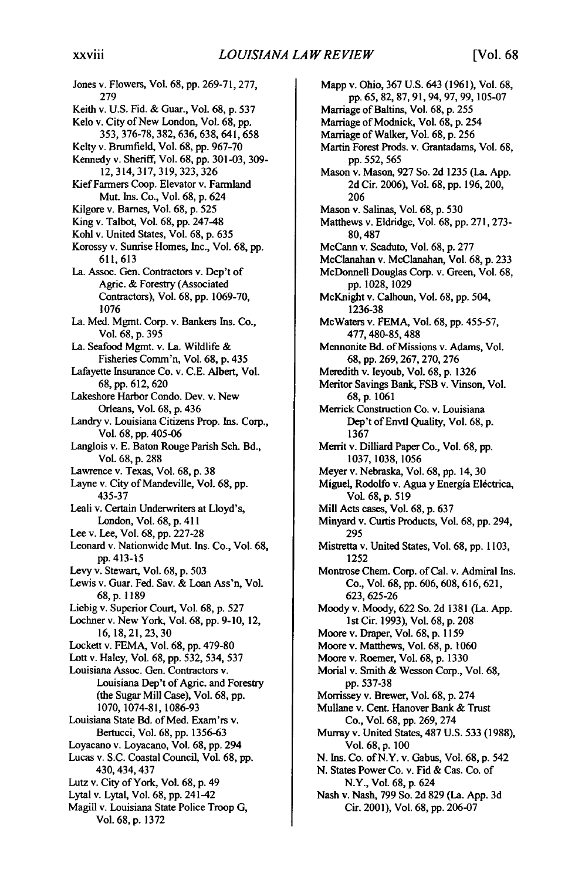Jones v. Flowers, Vol. 68, pp. 269-71, 277, 279

Keith v. U.S. Fid. & Guar., Vol. 68, p. 537

Kelo v. City of New London, Vol. 68, pp. 353, 376-78, 382, 636, 638, 641, 658

Kelty v. Brumfield, Vol. 68, pp. 967-70

Kennedy v. Sheriff, Vol. 68, pp. 301-03, 309-12, 314, 317, 319, 323, 326

Kief Farmers Coop. Elevator v. Farmland Mut. Ins. Co., Vol. 68, p. 624

Kilgore v. Barnes, Vol. 68, p. 525

King v. Talbot, Vol. 68, pp. 247-48

Kohl v. United States, Vol. 68, p. 635

Korossy v. Sunrise Homes, Inc., Vol. 68, pp. 611, 613

La. Assoc. Gen. Contractors v. Dep't of Agric. & Forestry (Associated Contractors), Vol. 68, pp. 1069-70, 1076

La. Med. Mgmt. Corp. v. Bankers Ins. Co., Vol. 68, p. 395

La. Seafood Mgmt. v. La. Wildlife & Fisheries Comm'n, Vol. 68, p. 435

Lafayette Insurance Co. v. C.E. Albert, Vol. 68, pp. 612, 620

Lakeshore Harbor Condo. Dev. v. New Orleans, Vol. 68, p. 436

Landry v. Louisiana Citizens Prop. Ins. Corp., Vol. 68, pp. 405-06

Langlois v. E. Baton Rouge Parish Sch. Bd., Vol. 68, p. 288

Lawrence v. Texas, Vol. 68, p. 38

Layne v. City of Mandeville, Vol. 68, pp. 435-37

Leali v. Certain Underwriters at Lloyd's, London, Vol. 68, p. 411

Lee v. Lee, Vol. 68, pp. 227-28

Leonard v. Nationwide Mut. Ins. Co., Vol. 68, pp. 413-15

Levy v. Stewart, Vol. 68, p. 503

Lewis v. Guar. Fed. Sav. & Loan Ass'n, Vol. 68, p. 1189

Liebig v. Superior Court, Vol. 68, p. 527

Lochner v. New York, Vol. 68, pp. 9-10, 12, 16, 18, 21, 23, 30

Lockett v. FEMA, Vol. 68, pp. 479-80

Lott v. Haley, Vol. 68, pp. 532, 534, 537

Louisiana Assoc. Gen. Contractors v. Louisiana Dep't of Agric. and Forestry (the Sugar Mill Case), Vol. 68, pp. 1070, 1074-81, 1086-93

Louisiana State Bd. of Med. Exam'rs v. Bertucci, Vol. 68, pp. 1356-63

Loyacano v. Loyacano, Vol. 68, pp. 294

Lucas v. S.C. Coastal Council, Vol. 68, pp. 430, 434, 437

Lutz v. City of York, Vol. 68, p. 49

Lytal v. Lytal, Vol. 68, pp. 241-42

Magill v. Louisiana State Police Troop G, Vol. 68, p. 1372

Mapp v. Ohio, 367 U.S. 643 (1961), Vol. 68, pp. 65, 82, 87, 91, 94, 97, 99, 105-07

Marriage of Baltins, Vol. 68, p. 255

Marriage of Modnick, Vol. 68, p. 254

Marriage of Walker, Vol. 68, p. 256

Martin Forest Prods. v. Grantadams, Vol. 68, pp. 552, 565

Mason v. Mason, 927 So. 2d 1235 (La. App. 2d Cir. 2006), Vol. 68, pp. 196, 200, 206

Mason v. Salinas, Vol. 68, p. 530

Matthews v. Eldridge, Vol. 68, pp. 271, 273-80, 487

McCann v. Scaduto, Vol. 68, p. 277

McClanahan v. McClanahan, Vol. 68, p. 233

McDonnell Douglas Corp. v. Green, Vol. 68, pp. 1028, 1029

McKnight v. Calhoun, Vol. 68, pp. 504, 1236-38

McWaters v. FEMA, Vol. 68, pp. 455-57, 477, 480-85, 488

Mennonite Bd. of Missions v. Adams, Vol. 68, pp. 269, 267, 270, 276

Meredith v. Ieyoub, Vol. 68, p. 1326

Meritor Savings Bank, FSB v. Vinson, Vol. 68, p. 1061

Merrick Construction Co. v. Louisiana Dep't of Envtl Quality, Vol. 68, p. 1367

Merrit v. Dilliard Paper Co., Vol. 68, pp. 1037, 1038, 1056

Meyer v. Nebraska, Vol. 68, pp. 14, 30

Miguel, Rodolfo v. Agua y Energía Eléctrica, Vol. 68, p. 519

Mill Acts cases, Vol. 68, p. 637

Minyard v. Curtis Products, Vol. 68, pp. 294, 295

Mistretta v. United States, Vol. 68, pp. 1103, 1252

Montrose Chem. Corp. of Cal. v. Admiral Ins. Co., Vol. 68, pp. 606, 608, 616, 621, 623, 625-26

Moody v. Moody, 622 So. 2d 1381 (La. App. 1st Cir. 1993), Vol. 68, p. 208

Moore v. Draper, Vol. 68, p. 1159

Moore v. Matthews, Vol. 68, p. 1060

Moore v. Roemer, Vol. 68, p. 1330

Morial v. Smith & Wesson Corp., Vol. 68, pp. 537-38

Morrissey v. Brewer, Vol. 68, p. 274

Mullane v. Cent. Hanover Bank & Trust Co., Vol. 68, pp. 269, 274

Murray v. United States, 487 U.S. 533 (1988), Vol. 68, p. 100

N. Ins. Co. of N.Y. v. Gabus, Vol. 68, p. 542

N. States Power Co. v. Fid & Cas. Co. of N.Y., Vol. 68, p. 624

Nash v. Nash, 799 So. 2d 829 (La. App. 3d Cir. 2001), Vol. 68, pp. 206-07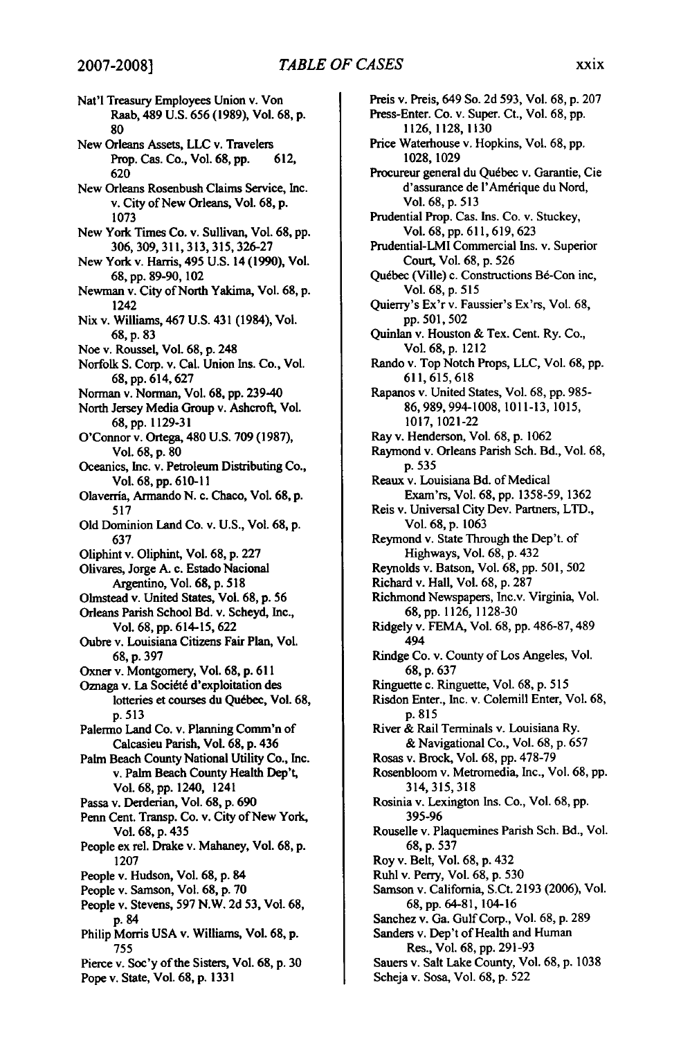Nat'l Treasury Employees Union v. Von Raab, 489 U.S. 656 (1989), Vol. 68, p. 80

New Orleans Assets, LLC v. Travelers Prop. Cas. Co., Vol. 68, pp. 612, 620

New Orleans Rosenbush Claims Service, Inc. v. City of New Orleans, Vol. 68, p. 1073

New York Times Co. v. Sullivan, Vol. 68, pp. 306, 309, 311, 313, 315, 326-27

New York v. Harris, 495 U.S. 14 (1990), Vol. 68, pp. 89-90, 102

Newman v. City of North Yakima, Vol. 68, p. 1242

Nix v. Williams, 467 U.S. 431 (1984), Vol. 68, p. 83

Noe v. Roussel, Vol. 68, p. 248

Norfolk S. Corp. v. Cal. Union Ins. Co., Vol. 68, pp. 614, 627

Norman v. Norman, Vol. 68, pp. 239-40

North Jersey Media Group v. Ashcroft, Vol. 68, pp. 1129-31

O'Connor v. Ortega, 480 U.S. 709 (1987), Vol. 68, p. 80

Oceanics, Inc. v. Petroleum Distributing Co., Vol. 68, pp. 610-11

Olaverría, Armando N. c. Chaco, Vol. 68, p. 517

Old Dominion Land Co. v. U.S., Vol. 68, p. 637

Oliphint v. Oliphint, Vol. 68, p. 227

Olivares, Jorge A. c. Estado Nacional Argentino, Vol. 68, p. 518

Olmstead v. United States, Vol. 68, p. 56

Orleans Parish School Bd. v. Scheyd, Inc., Vol. 68, pp. 614-15, 622

Oubre v. Louisiana Citizens Fair Plan, Vol. 68, p. 397

Oxner v. Montgomery, Vol. 68, p. 611

Oznaga v. La Société d'exploitation des lotteries et courses du Québec, Vol. 68, p. 513

Palermo Land Co. v. Planning Comm'n of Calcasieu Parish, Vol. 68, p. 436

Palm Beach County National Utility Co., Inc. v. Palm Beach County Health Dep't, Vol. 68, pp. 1240, 1241

Passa v. Derderian, Vol. 68, p. 690

Penn Cent. Transp. Co. v. City of New York, Vol. 68, p. 435

People ex rel. Drake v. Mahaney, Vol. 68, p. 1207

People v. Hudson, Vol. 68, p. 84

People v. Samson, Vol. 68, p. 70

People v. Stevens, 597 N.W. 2d 53, Vol. 68, p. 84

Philip Morris USA v. Williams, Vol. 68, p. 755

Pierce v. Soc'y of the Sisters, Vol. 68, p. 30

Pope v. State, Vol. 68, p. 1331

Preis v. Preis, 649 So. 2d 593, Vol. 68, p. 207

Press-Enter. Co. v. Super. Ct., Vol. 68, pp. 1126, 1128, 1130

Price Waterhouse v. Hopkins, Vol. 68, pp. 1028, 1029

Procureur general du Québec v. Garantie, Cie d'assurance de l'Amérique du Nord, Vol. 68, p. 513

Prudential Prop. Cas. Ins. Co. v. Stuckey, Vol. 68, pp. 611, 619, 623

Prudential-LMI Commercial Ins. v. Superior Court, Vol. 68, p. 526

Québec (Ville) c. Constructions Bé-Con inc, Vol. 68, p. 515

Quierry's Ex'r v. Faussier's Ex'rs, Vol. 68, pp. 501, 502

Quinlan v. Houston & Tex. Cent. Ry. Co., Vol. 68, p. 1212

Rando v. Top Notch Props, LLC, Vol. 68, pp. 611, 615, 618

Rapanos v. United States, Vol. 68, pp. 985-86, 989, 994-1008, 1011-13, 1015, 1017, 1021-22

Ray v. Henderson, Vol. 68, p. 1062

Raymond v. Orleans Parish Sch. Bd., Vol. 68, p. 535

Reaux v. Louisiana Bd. of Medical Exam'rs, Vol. 68, pp. 1358-59, 1362

Reis v. Universal City Dev. Partners, LTD., Vol. 68, p. 1063

Reymond v. State Through the Dep't. of Highways, Vol. 68, p. 432

Reynolds v. Batson, Vol. 68, pp. 501, 502

Richard v. Hall, Vol. 68, p. 287

Richmond Newspapers, Inc.v. Virginia, Vol. 68, pp. 1126, 1128-30

Ridgely v. FEMA, Vol. 68, pp. 486-87, 489 494

Rindge Co. v. County of Los Angeles, Vol. 68, p. 637

Ringuette c. Ringuette, Vol. 68, p. 515

Risdon Enter., Inc. v. Colemill Enter, Vol. 68, p. 815

River & Rail Terminals v. Louisiana Ry. & Navigational Co., Vol. 68, p. 657

Rosas v. Brock, Vol. 68, pp. 478-79

Rosenbloom v. Metromedia, Inc., Vol. 68, pp. 314, 315, 318

Rosinia v. Lexington Ins. Co., Vol. 68, pp. 395-96

Rouselle v. Plaquemines Parish Sch. Bd., Vol. 68, p. 537

Roy v. Belt, Vol. 68, p. 432

Ruhl v. Perry, Vol. 68, p. 530

Samson v. California, S.Ct. 2193 (2006), Vol. 68, pp. 64-81, 104-16

Sanchez v. Ga. Gulf Corp., Vol. 68, p. 289

Sanders v. Dep't of Health and Human Res., Vol. 68, pp. 291-93

Sauers v. Salt Lake County, Vol. 68, p. 1038

Scheja v. Sosa, Vol. 68, p. 522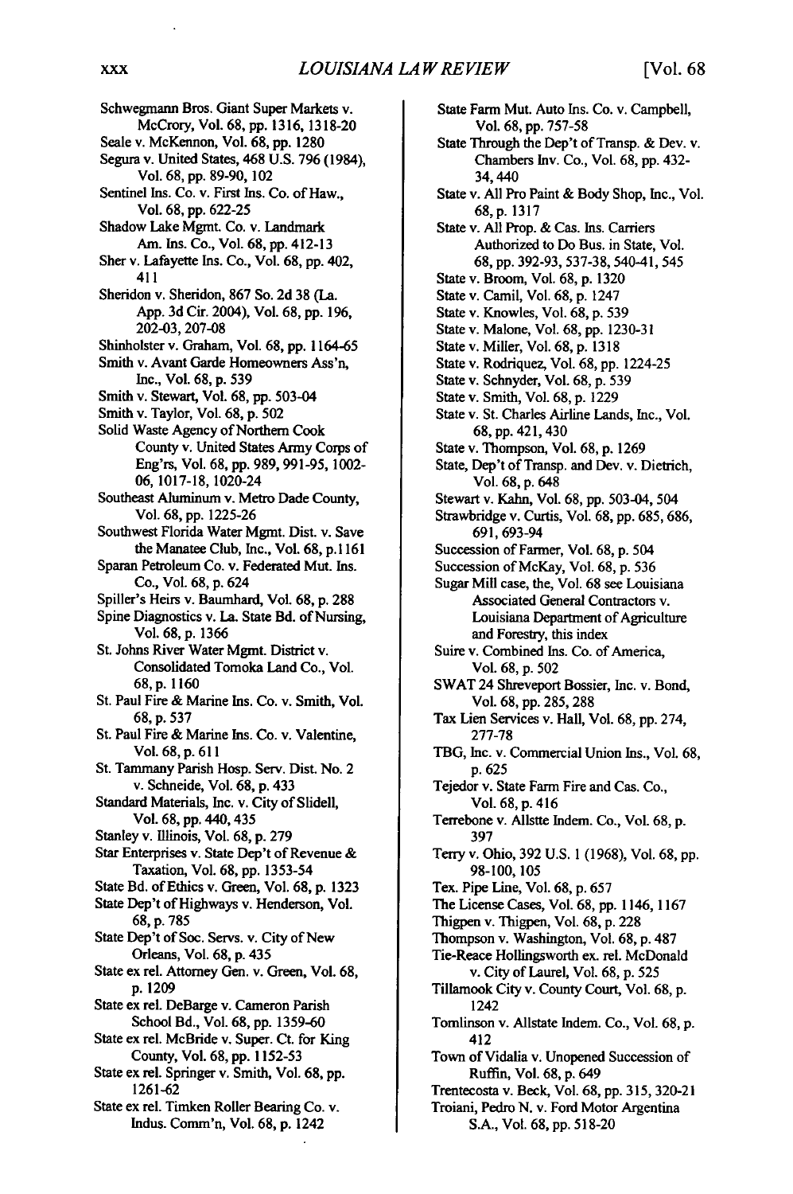Schwegmann Bros. Giant Super Markets v. McCrory, Vol. 68, pp. 1316, 1318-20

Seale v. McKennon, Vol. 68, pp. 1280

Segura v. United States, 468 U.S. 796 (1984), Vol. 68, pp. 89-90, 102

Sentinel Ins. Co. v. First Ins. Co. of Haw., Vol. 68, pp. 622-25

Shadow Lake Mgmt. Co. v. Landmark Am. Ins. Co., Vol. 68, pp. 412-13

Sher v. Lafayette Ins. Co., Vol. 68, pp. 402, 411

Sheridon v. Sheridon, 867 So. 2d 38 (La. App. 3d Cir. 2004), Vol. 68, pp. 196, 202-03, 207-08

Shinholster v. Graham, Vol. 68, pp. 1164-65

Smith v. Avant Garde Homeowners Ass'n, Inc., Vol. 68, p. 539

Smith v. Stewart, Vol. 68, pp. 503-04

Smith v. Taylor, Vol. 68, p. 502

Solid Waste Agency of Northern Cook County v. United States Army Corps of Eng'rs, Vol. 68, pp. 989, 991-95, 1002-06, 1017-18, 1020-24

Southeast Aluminum v. Metro Dade County, Vol. 68, pp. 1225-26

Southwest Florida Water Mgmt. Dist. v. Save the Manatee Club, Inc., Vol. 68, p.1161

Sparan Petroleum Co. v. Federated Mut. Ins. Co., Vol. 68, p. 624

Spiller's Heirs v. Baumhard, Vol. 68, p. 288

Spine Diagnostics v. La. State Bd. of Nursing, Vol. 68, p. 1366

St. Johns River Water Mgmt. District v. Consolidated Tomoka Land Co., Vol. 68, p. 1160

St. Paul Fire & Marine Ins. Co. v. Smith, Vol. 68, p. 537

St. Paul Fire & Marine Ins. Co. v. Valentine, Vol. 68, p. 611

St. Tammany Parish Hosp. Serv. Dist. No. 2 v. Schneide, Vol. 68, p. 433

Standard Materials, Inc. v. City of Slidell, Vol. 68, pp. 440, 435

Stanley v. Illinois, Vol. 68, p. 279

Star Enterprises v. State Dep't of Revenue & Taxation, Vol. 68, pp. 1353-54

State Bd. of Ethics v. Green, Vol. 68, p. 1323

State Dep't of Highways v. Henderson, Vol. 68, p. 785

State Dep't of Soc. Servs. v. City of New Orleans, Vol. 68, p. 435

State ex rel. Attorney Gen. v. Green, Vol. 68, p. 1209

State ex rel. DeBarge v. Cameron Parish School Bd., Vol. 68, pp. 1359-60

State ex rel. McBride v. Super. Ct. for King County, Vol. 68, pp. 1152-53

State ex rel. Springer v. Smith, Vol. 68, pp. 1261-62

State ex rel. Timken Roller Bearing Co. v. Indus. Comm'n, Vol. 68, p. 1242

State Farm Mut. Auto Ins. Co. v. Campbell, Vol. 68, pp. 757-58

State Through the Dep't of Transp. & Dev. v. Chambers Inv. Co., Vol. 68, pp. 432-34, 440

State v. All Pro Paint & Body Shop, Inc., Vol. 68, p. 1317

State v. All Prop. & Cas. Ins. Carriers Authorized to Do Bus. in State, Vol. 68, pp. 392-93, 537-38, 540-41, 545

State v. Broom, Vol. 68, p. 1320

State v. Camil, Vol. 68, p. 1247

State v. Knowles, Vol. 68, p. 539

State v. Malone, Vol. 68, pp. 1230-31

State v. Miller, Vol. 68, p. 1318

State v. Rodriquez, Vol. 68, pp. 1224-25

State v. Schnyder, Vol. 68, p. 539

State v. Smith, Vol. 68, p. 1229

State v. St. Charles Airline Lands, Inc., Vol. 68, pp. 421, 430

State v. Thompson, Vol. 68, p. 1269

State, Dep't of Transp. and Dev. v. Dietrich, Vol. 68, p. 648

Stewart v. Kahn, Vol. 68, pp. 503-04, 504

Strawbridge v. Curtis, Vol. 68, pp. 685, 686, 691, 693-94

Succession of Farmer, Vol. 68, p. 504

Succession of McKay, Vol. 68, p. 536

Sugar Mill case, the, Vol. 68 see Louisiana Associated General Contractors v. Louisiana Department of Agriculture and Forestry, this index

Suire v. Combined Ins. Co. of America, Vol. 68, p. 502

SWAT 24 Shreveport Bossier, Inc. v. Bond, Vol. 68, pp. 285, 288

Tax Lien Services v. Hall, Vol. 68, pp. 274, 277-78

TBG, Inc. v. Commercial Union Ins., Vol. 68, p. 625

Tejedor v. State Farm Fire and Cas. Co., Vol. 68, p. 416

Terrebone v. Allstte Indem. Co., Vol. 68, p. 397

Terry v. Ohio, 392 U.S. 1 (1968), Vol. 68, pp. 98-100, 105

Tex. Pipe Line, Vol. 68, p. 657

The License Cases, Vol. 68, pp. 1146, 1167

Thigpen v. Thigpen, Vol. 68, p. 228

Thompson v. Washington, Vol. 68, p. 487

Tie-Reace Hollingsworth ex. rel. McDonald v. City of Laurel, Vol. 68, p. 525

Tillamook City v. County Court, Vol. 68, p. 1242

Tomlinson v. Allstate Indem. Co., Vol. 68, p. 412

Town of Vidalia v. Unopened Succession of Ruffin, Vol. 68, p. 649

Trentecosta v. Beck, Vol. 68, pp. 315, 320-21

Troiani, Pedro N. v. Ford Motor Argentina S.A., Vol. 68, pp. 518-20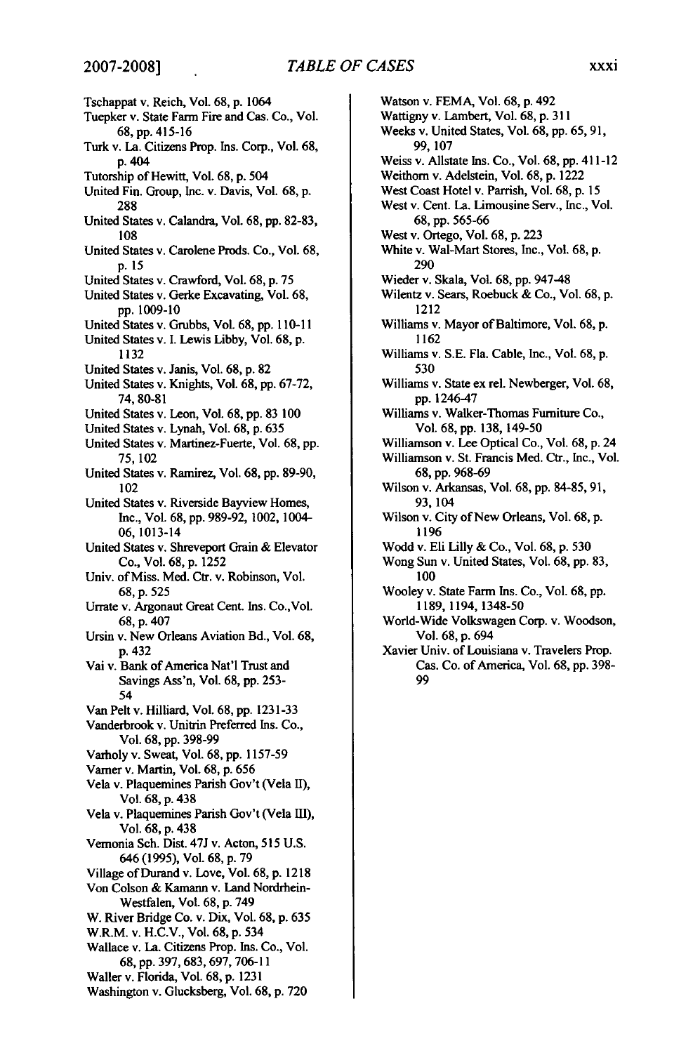Tschappat v. Reich, Vol. 68, p. 1064

Tuepker v. State Farm Fire and Cas. Co., Vol. 68, pp. 415-16

Turk v. La. Citizens Prop. Ins. Corp., Vol. 68, p. 404

Tutorship of Hewitt, Vol. 68, p. 504

United Fin. Group, Inc. v. Davis, Vol. 68, p. 288

United States v. Calandra, Vol. 68, pp. 82-83, 108

United States v. Carolene Prods. Co., Vol. 68, p. 15

United States v. Crawford, Vol. 68, p. 75

United States v. Gerke Excavating, Vol. 68, pp. 1009-10

United States v. Grubbs, Vol. 68, pp. 110-11

United States v. I. Lewis Libby, Vol. 68, p. 1132

United States v. Janis, Vol. 68, p. 82

United States v. Knights, Vol. 68, pp. 67-72, 74, 80-81

United States v. Leon, Vol. 68, pp. 83 100

United States v. Lynah, Vol. 68, p. 635

United States v. Martinez-Fuerte, Vol. 68, pp. 75, 102

United States v. Ramirez, Vol. 68, pp. 89-90, 102

United States v. Riverside Bayview Homes, Inc., Vol. 68, pp. 989-92, 1002, 1004-06, 1013-14

United States v. Shreveport Grain & Elevator Co., Vol. 68, p. 1252

Univ. of Miss. Med. Ctr. v. Robinson, Vol. 68, p. 525

Urrate v. Argonaut Great Cent. Ins. Co.,Vol. 68, p. 407

Ursin v. New Orleans Aviation Bd., Vol. 68, p. 432

Vai v. Bank of America Nat'l Trust and Savings Ass'n, Vol. 68, pp. 253-54

Van Pelt v. Hilliard, Vol. 68, pp. 1231-33

Vanderbrook v. Unitrin Preferred Ins. Co., Vol. 68, pp. 398-99

Varholy v. Sweat, Vol. 68, pp. 1157-59

Varner v. Martin, Vol. 68, p. 656

Vela v. Plaquemines Parish Gov't (Vela II), Vol. 68, p. 438

Vela v. Plaquemines Parish Gov't (Vela III), Vol. 68, p. 438

Vernonia Sch. Dist. 47J v. Acton, 515 U.S. 646 (1995), Vol. 68, p. 79

Village of Durand v. Love, Vol. 68, p. 1218

Von Colson & Kamann v. Land Nordrhein-Westfalen, Vol. 68, p. 749

W. River Bridge Co. v. Dix, Vol. 68, p. 635

W.R.M. v. H.C.V., Vol. 68, p. 534

Wallace v. La. Citizens Prop. Ins. Co., Vol. 68, pp. 397, 683, 697, 706-11

Waller v. Florida, Vol. 68, p. 1231

Washington v. Glucksberg, Vol. 68, p. 720

Watson v. FEMA, Vol. 68, p. 492

Wattigny v. Lambert, Vol. 68, p. 311

Weeks v. United States, Vol. 68, pp. 65, 91, 99, 107

Weiss v. Allstate Ins. Co., Vol. 68, pp. 411-12

Weithorn v. Adelstein, Vol. 68, p. 1222

West Coast Hotel v. Parrish, Vol. 68, p. 15

West v. Cent. La. Limousine Serv., Inc., Vol. 68, pp. 565-66

West v. Ortego, Vol. 68, p. 223

White v. Wal-Mart Stores, Inc., Vol. 68, p. 290

Wieder v. Skala, Vol. 68, pp. 947-48

Wilentz v. Sears, Roebuck & Co., Vol. 68, p. 1212

Williams v. Mayor of Baltimore, Vol. 68, p. 1162

Williams v. S.E. Fla. Cable, Inc., Vol. 68, p. 530

Williams v. State ex rel. Newberger, Vol. 68, pp. 1246-47

Williams v. Walker-Thomas Furniture Co., Vol. 68, pp. 138, 149-50

Williamson v. Lee Optical Co., Vol. 68, p. 24

Williamson v. St. Francis Med. Ctr., Inc., Vol. 68, pp. 968-69

Wilson v. Arkansas, Vol. 68, pp. 84-85, 91, 93, 104

Wilson v. City of New Orleans, Vol. 68, p. 1196

Wodd v. Eli Lilly & Co., Vol. 68, p. 530

Wong Sun v. United States, Vol. 68, pp. 83, 100

Wooley v. State Farm Ins. Co., Vol. 68, pp. 1189, 1194, 1348-50

World-Wide Volkswagen Corp. v. Woodson, Vol. 68, p. 694

Xavier Univ. of Louisiana v. Travelers Prop. Cas. Co. of America, Vol. 68, pp. 398-99